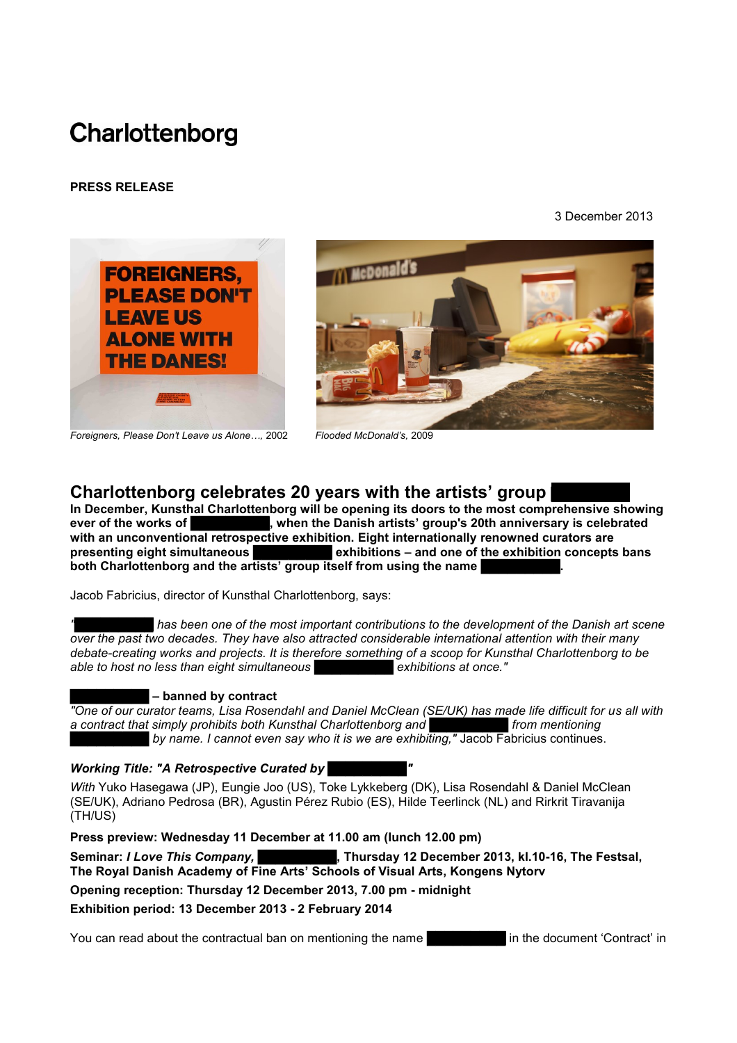# Charlottenborg

**PRESS RELEASE**

3 December 2013

*Foreigners, Please Don't Leave us Alone…*, 2002

*Flooded McDonald's*, 2009

## Charlottenborg celebrates 20 years with the artists' group ██████

**In December, Kunsthal Charlottenborg will be opening its doors to the most comprehensive showing ever of the works of ██████, when the Danish artists' group's 20th anniversary is celebrated with an unconventional retrospective exhibition. Eight internationally renowned curators are presenting eight simultaneous ██████ exhibitions – and one of the exhibition concepts bans both Charlottenborg and the artists' group itself from using the name ██████.**

Jacob Fabricius, director of Kunsthal Charlottenborg, says:

*"██████ has been one of the most important contributions to the development of the Danish art scene over the past two decades. They have also attracted considerable international attention with their many debate-creating works and projects. It is therefore something of a scoop for Kunsthal Charlottenborg to be able to host no less than eight simultaneous ██████ exhibitions at once."*

**██████ – banned by contract**

*"One of our curator teams, Lisa Rosendahl and Daniel McClean (SE/UK) has made life difficult for us all with a contract that simply prohibits both Kunsthal Charlottenborg and ██████ from mentioning ██████ by name. I cannot even say who it is we are exhibiting,"* Jacob Fabricius continues.

***Working Title: "A Retrospective Curated by ██████"***

*With* Yuko Hasegawa (JP), Eungie Joo (US), Toke Lykkeberg (DK), Lisa Rosendahl & Daniel McClean (SE/UK), Adriano Pedrosa (BR), Agustin Pérez Rubio (ES), Hilde Teerlinck (NL) and Rirkrit Tiravanija (TH/US)

**Press preview: Wednesday 11 December at 11.00 am (lunch 12.00 pm)**

**Seminar: *I Love This Company,* ██████, Thursday 12 December 2013, kl.10-16, The Festsal, The Royal Danish Academy of Fine Arts' Schools of Visual Arts, Kongens Nytorv**

**Opening reception: Thursday 12 December 2013, 7.00 pm - midnight**

**Exhibition period: 13 December 2013 - 2 February 2014**

You can read about the contractual ban on mentioning the name ██████ in the document 'Contract' in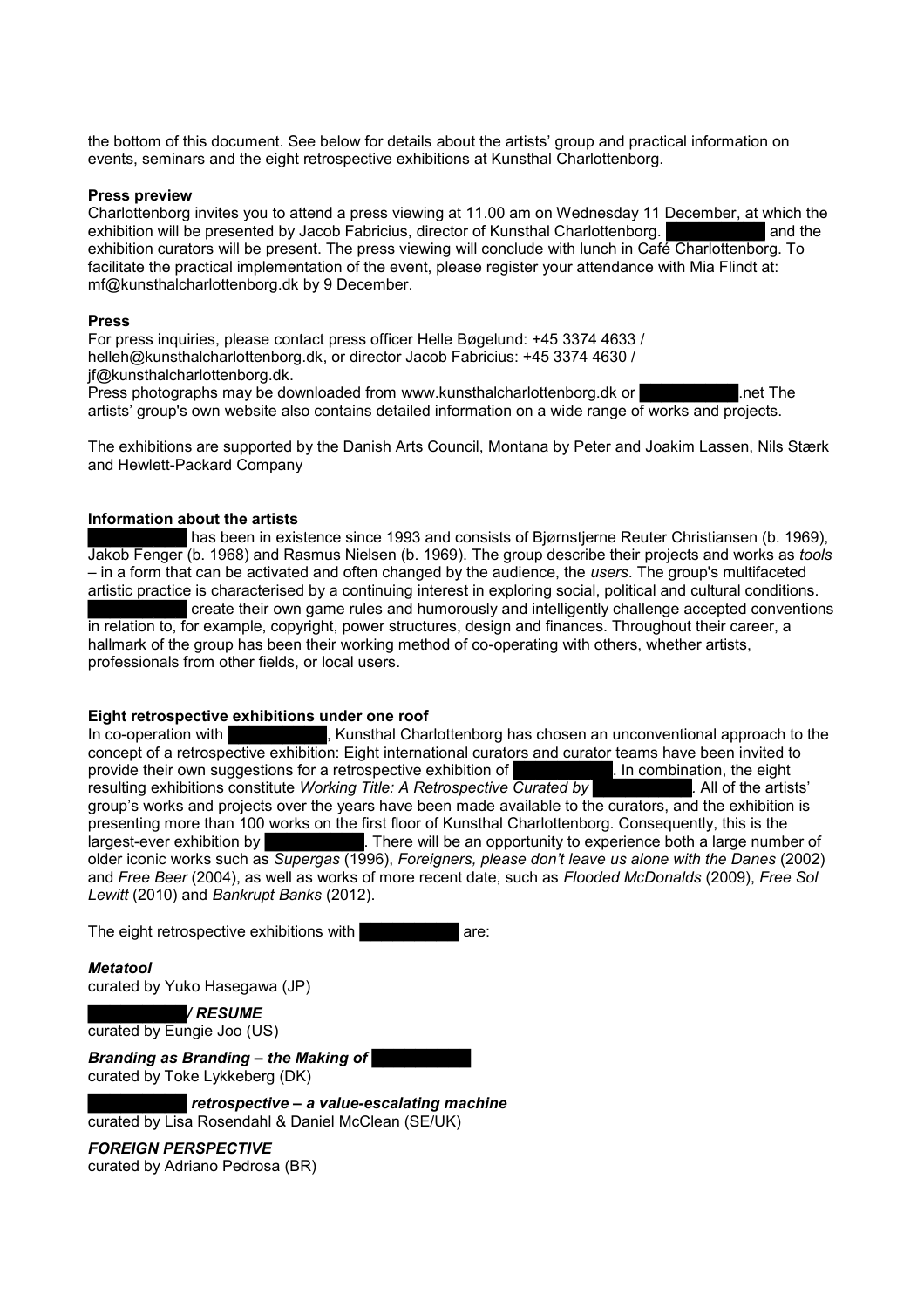the bottom of this document. See below for details about the artists' group and practical information on events, seminars and the eight retrospective exhibitions at Kunsthal Charlottenborg.

**Press preview**

Charlottenborg invites you to attend a press viewing at 11.00 am on Wednesday 11 December, at which the exhibition will be presented by Jacob Fabricius, director of Kunsthal Charlottenborg. ██████████ and the exhibition curators will be present. The press viewing will conclude with lunch in Café Charlottenborg. To facilitate the practical implementation of the event, please register your attendance with Mia Flindt at: mf@kunsthalcharlottenborg.dk by 9 December.

**Press**

For press inquiries, please contact press officer Helle Bøgelund: +45 3374 4633 / helleh@kunsthalcharlottenborg.dk, or director Jacob Fabricius: +45 3374 4630 / jf@kunsthalcharlottenborg.dk.

Press photographs may be downloaded from www.kunsthalcharlottenborg.dk or ██████████.net The artists' group's own website also contains detailed information on a wide range of works and projects.

The exhibitions are supported by the Danish Arts Council, Montana by Peter and Joakim Lassen, Nils Stærk and Hewlett-Packard Company

**Information about the artists**

██████████ has been in existence since 1993 and consists of Bjørnstjerne Reuter Christiansen (b. 1969), Jakob Fenger (b. 1968) and Rasmus Nielsen (b. 1969). The group describe their projects and works as *tools* – in a form that can be activated and often changed by the audience, the *users*. The group's multifaceted artistic practice is characterised by a continuing interest in exploring social, political and cultural conditions. ██████████ create their own game rules and humorously and intelligently challenge accepted conventions in relation to, for example, copyright, power structures, design and finances. Throughout their career, a hallmark of the group has been their working method of co-operating with others, whether artists, professionals from other fields, or local users.

**Eight retrospective exhibitions under one roof**

In co-operation with ██████████, Kunsthal Charlottenborg has chosen an unconventional approach to the concept of a retrospective exhibition: Eight international curators and curator teams have been invited to provide their own suggestions for a retrospective exhibition of ██████████. In combination, the eight resulting exhibitions constitute *Working Title: A Retrospective Curated by* ██████████. All of the artists' group's works and projects over the years have been made available to the curators, and the exhibition is presenting more than 100 works on the first floor of Kunsthal Charlottenborg. Consequently, this is the largest-ever exhibition by ██████████. There will be an opportunity to experience both a large number of older iconic works such as *Supergas* (1996), *Foreigners, please don't leave us alone with the Danes* (2002) and *Free Beer* (2004), as well as works of more recent date, such as *Flooded McDonalds* (2009), *Free Sol Lewitt* (2010) and *Bankrupt Banks* (2012).

The eight retrospective exhibitions with ██████████ are:

***Metatool***
curated by Yuko Hasegawa (JP)

***██████████ / RESUME***
curated by Eungie Joo (US)

***Branding as Branding – the Making of ██████████***
curated by Toke Lykkeberg (DK)

***██████████ retrospective – a value-escalating machine***
curated by Lisa Rosendahl & Daniel McClean (SE/UK)

***FOREIGN PERSPECTIVE***
curated by Adriano Pedrosa (BR)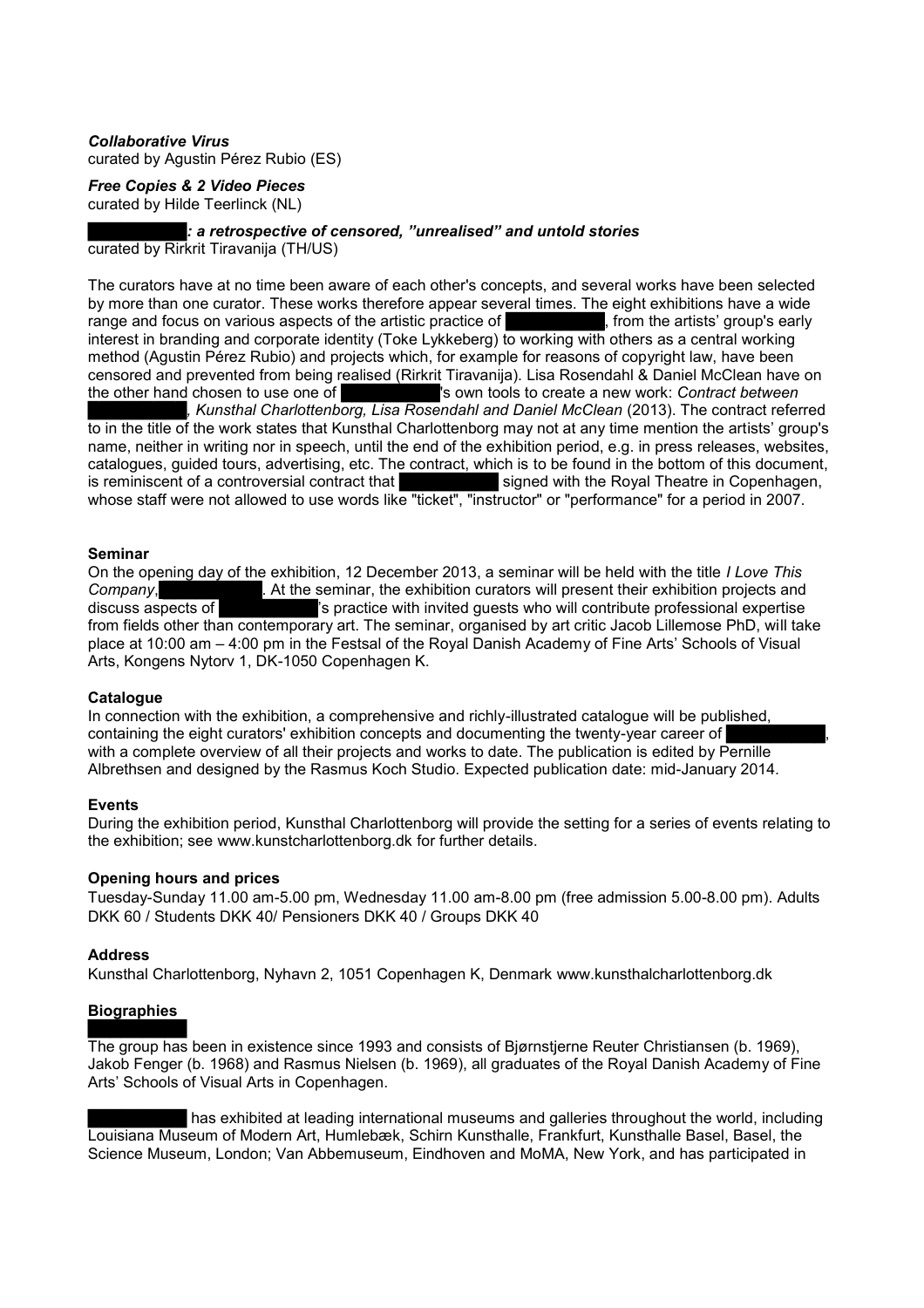***Collaborative Virus***
curated by Agustin Pérez Rubio (ES)

***Free Copies & 2 Video Pieces***
curated by Hilde Teerlinck (NL)

***█████: a retrospective of censored, "unrealised" and untold stories***
curated by Rirkrit Tiravanija (TH/US)

The curators have at no time been aware of each other's concepts, and several works have been selected by more than one curator. These works therefore appear several times. The eight exhibitions have a wide range and focus on various aspects of the artistic practice of █████, from the artists' group's early interest in branding and corporate identity (Toke Lykkeberg) to working with others as a central working method (Agustin Pérez Rubio) and projects which, for example for reasons of copyright law, have been censored and prevented from being realised (Rirkrit Tiravanija). Lisa Rosendahl & Daniel McClean have on the other hand chosen to use one of █████'s own tools to create a new work: *Contract between █████, Kunsthal Charlottenborg, Lisa Rosendahl and Daniel McClean* (2013). The contract referred to in the title of the work states that Kunsthal Charlottenborg may not at any time mention the artists' group's name, neither in writing nor in speech, until the end of the exhibition period, e.g. in press releases, websites, catalogues, guided tours, advertising, etc. The contract, which is to be found in the bottom of this document, is reminiscent of a controversial contract that █████ signed with the Royal Theatre in Copenhagen, whose staff were not allowed to use words like "ticket", "instructor" or "performance" for a period in 2007.

**Seminar**

On the opening day of the exhibition, 12 December 2013, a seminar will be held with the title *I Love This Company*, █████. At the seminar, the exhibition curators will present their exhibition projects and discuss aspects of █████'s practice with invited guests who will contribute professional expertise from fields other than contemporary art. The seminar, organised by art critic Jacob Lillemose PhD, will take place at 10:00 am – 4:00 pm in the Festsal of the Royal Danish Academy of Fine Arts' Schools of Visual Arts, Kongens Nytorv 1, DK-1050 Copenhagen K.

**Catalogue**

In connection with the exhibition, a comprehensive and richly-illustrated catalogue will be published, containing the eight curators' exhibition concepts and documenting the twenty-year career of █████, with a complete overview of all their projects and works to date. The publication is edited by Pernille Albrethsen and designed by the Rasmus Koch Studio. Expected publication date: mid-January 2014.

**Events**

During the exhibition period, Kunsthal Charlottenborg will provide the setting for a series of events relating to the exhibition; see www.kunstcharlottenborg.dk for further details.

**Opening hours and prices**

Tuesday-Sunday 11.00 am-5.00 pm, Wednesday 11.00 am-8.00 pm (free admission 5.00-8.00 pm). Adults DKK 60 / Students DKK 40/ Pensioners DKK 40 / Groups DKK 40

**Address**

Kunsthal Charlottenborg, Nyhavn 2, 1051 Copenhagen K, Denmark www.kunsthalcharlottenborg.dk

**Biographies**

█████

The group has been in existence since 1993 and consists of Bjørnstjerne Reuter Christiansen (b. 1969), Jakob Fenger (b. 1968) and Rasmus Nielsen (b. 1969), all graduates of the Royal Danish Academy of Fine Arts' Schools of Visual Arts in Copenhagen.

█████ has exhibited at leading international museums and galleries throughout the world, including Louisiana Museum of Modern Art, Humlebæk, Schirn Kunsthalle, Frankfurt, Kunsthalle Basel, Basel, the Science Museum, London; Van Abbemuseum, Eindhoven and MoMA, New York, and has participated in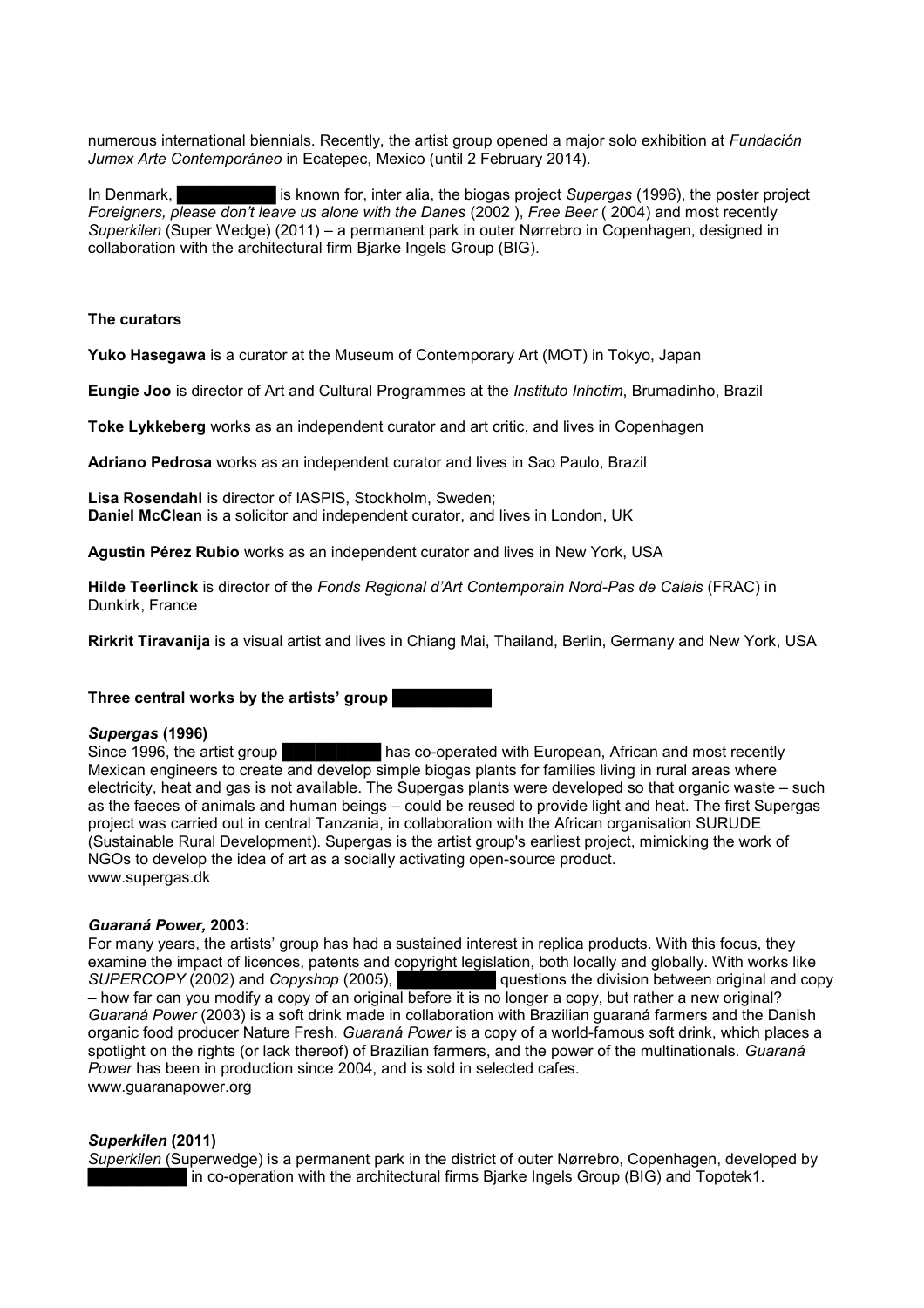numerous international biennials. Recently, the artist group opened a major solo exhibition at *Fundación Jumex Arte Contemporáneo* in Ecatepec, Mexico (until 2 February 2014).

In Denmark, ██████████ is known for, inter alia, the biogas project *Supergas* (1996), the poster project *Foreigners, please don't leave us alone with the Danes* (2002 ), *Free Beer* ( 2004) and most recently *Superkilen* (Super Wedge) (2011) – a permanent park in outer Nørrebro in Copenhagen, designed in collaboration with the architectural firm Bjarke Ingels Group (BIG).

**The curators**

**Yuko Hasegawa** is a curator at the Museum of Contemporary Art (MOT) in Tokyo, Japan

**Eungie Joo** is director of Art and Cultural Programmes at the *Instituto Inhotim*, Brumadinho, Brazil

**Toke Lykkeberg** works as an independent curator and art critic, and lives in Copenhagen

**Adriano Pedrosa** works as an independent curator and lives in Sao Paulo, Brazil

**Lisa Rosendahl** is director of IASPIS, Stockholm, Sweden;
**Daniel McClean** is a solicitor and independent curator, and lives in London, UK

**Agustin Pérez Rubio** works as an independent curator and lives in New York, USA

**Hilde Teerlinck** is director of the *Fonds Regional d'Art Contemporain Nord-Pas de Calais* (FRAC) in Dunkirk, France

**Rirkrit Tiravanija** is a visual artist and lives in Chiang Mai, Thailand, Berlin, Germany and New York, USA

**Three central works by the artists' group ██████████**

***Supergas* (1996)**
Since 1996, the artist group ██████████ has co-operated with European, African and most recently Mexican engineers to create and develop simple biogas plants for families living in rural areas where electricity, heat and gas is not available. The Supergas plants were developed so that organic waste – such as the faeces of animals and human beings – could be reused to provide light and heat. The first Supergas project was carried out in central Tanzania, in collaboration with the African organisation SURUDE (Sustainable Rural Development). Supergas is the artist group's earliest project, mimicking the work of NGOs to develop the idea of art as a socially activating open-source product.
www.supergas.dk

***Guaraná Power,* 2003:**
For many years, the artists' group has had a sustained interest in replica products. With this focus, they examine the impact of licences, patents and copyright legislation, both locally and globally. With works like *SUPERCOPY* (2002) and *Copyshop* (2005), ██████████ questions the division between original and copy – how far can you modify a copy of an original before it is no longer a copy, but rather a new original? *Guaraná Power* (2003) is a soft drink made in collaboration with Brazilian guaraná farmers and the Danish organic food producer Nature Fresh. *Guaraná Power* is a copy of a world-famous soft drink, which places a spotlight on the rights (or lack thereof) of Brazilian farmers, and the power of the multinationals. *Guaraná Power* has been in production since 2004, and is sold in selected cafes.
www.guaranapower.org

***Superkilen* (2011)**
*Superkilen* (Superwedge) is a permanent park in the district of outer Nørrebro, Copenhagen, developed by ██████████ in co-operation with the architectural firms Bjarke Ingels Group (BIG) and Topotek1.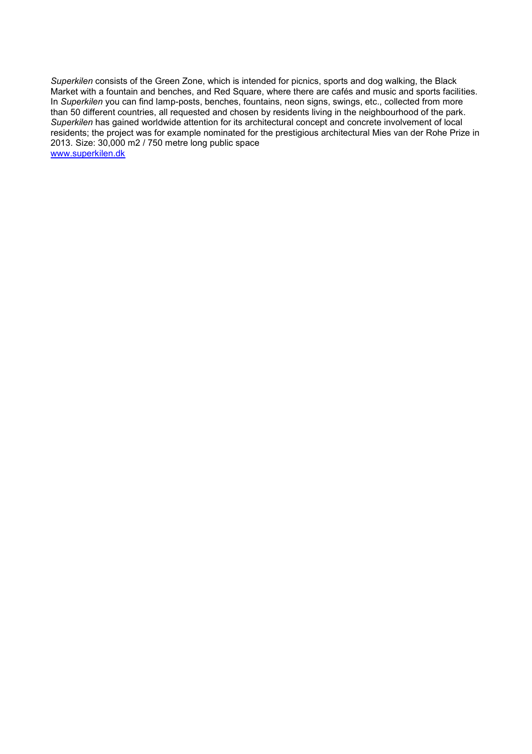*Superkilen* consists of the Green Zone, which is intended for picnics, sports and dog walking, the Black Market with a fountain and benches, and Red Square, where there are cafés and music and sports facilities. In *Superkilen* you can find lamp-posts, benches, fountains, neon signs, swings, etc., collected from more than 50 different countries, all requested and chosen by residents living in the neighbourhood of the park. *Superkilen* has gained worldwide attention for its architectural concept and concrete involvement of local residents; the project was for example nominated for the prestigious architectural Mies van der Rohe Prize in 2013. Size: 30,000 m2 / 750 metre long public space
[www.superkilen.dk](http://www.superkilen.dk)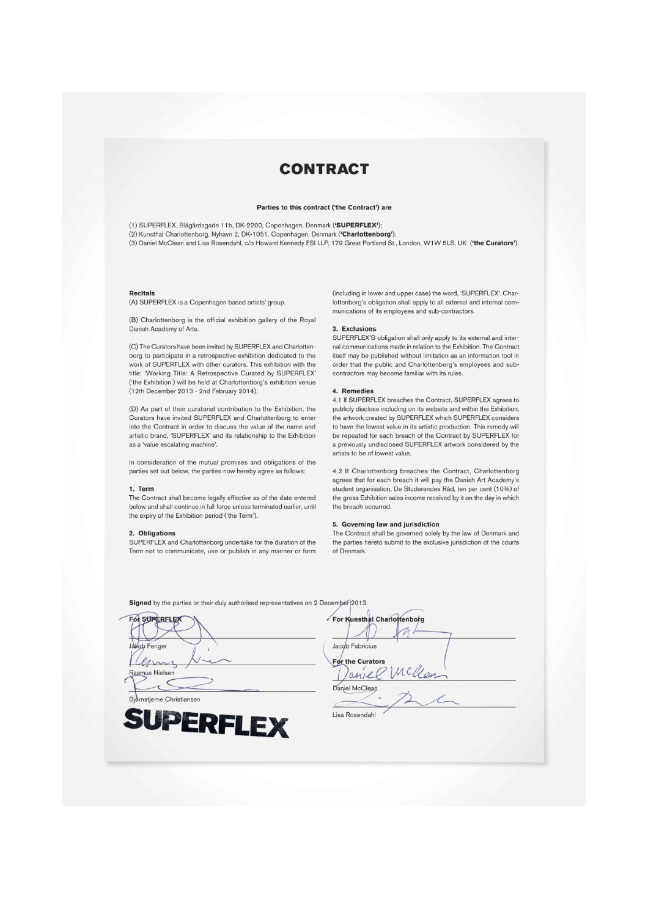# CONTRACT

**Parties to this contract ('the Contract') are**

(1) SUPERFLEX, Blågårdsgade 11b, DK-2200, Copenhagen, Denmark (**'SUPERFLEX'**);
(2) Kunsthal Charlottenborg, Nyhavn 2, DK-1051, Copenhagen, Denmark (**'Charlottenborg'**);
(3) Daniel McClean and Lisa Rosendahl, c/o Howard Kennedy FSI LLP, 179 Great Portland St., London, W1W 5LS, UK (**'the Curators'**).

### Recitals

(A) SUPERFLEX is a Copenhagen based artists' group.

(B) Charlottenborg is the official exhibition gallery of the Royal Danish Academy of Arts.

(C) The Curators have been invited by SUPERFLEX and Charlottenborg to participate in a retrospective exhibition dedicated to the work of SUPERFLEX with other curators. This exhibition with the title: 'Working Title: A Retrospective Curated by SUPERFLEX' ('the Exhibition') will be held at Charlottenborg's exhibition venue (12th December 2013 - 2nd February 2014).

(D) As part of their curatorial contribution to the Exhibition, the Curators have invited SUPERFLEX and Charlottenborg to enter into the Contract in order to discuss the value of the name and artistic brand, 'SUPERFLEX' and its relationship to the Exhibition as a 'value escalating machine'.

In consideration of the mutual promises and obligations of the parties set out below, the parties now hereby agree as follows:

### 1. Term

The Contract shall become legally effective as of the date entered below and shall continue in full force unless terminated earlier, until the expiry of the Exhibition period ('the Term').

### 2. Obligations

SUPERFLEX and Charlottenborg undertake for the duration of the Term not to communicate, use or publish in any manner or form (including in lower and upper case) the word, 'SUPERFLEX'. Charlottenborg's obligation shall apply to all external and internal communications of its employees and sub-contractors.

### 3. Exclusions

SUPERFLEX'S obligation shall only apply to its external and internal communications made in relation to the Exhibition. The Contract itself may be published without limitation as an information tool in order that the public and Charlottenborg's employees and sub-contractors may become familiar with its rules.

### 4. Remedies

4.1 If SUPERFLEX breaches the Contract, SUPERFLEX agrees to publicly disclose including on its website and within the Exhibition, the artwork created by SUPERFLEX which SUPERFLEX considers to have the lowest value in its artistic production. This remedy will be repeated for each breach of the Contract by SUPERFLEX for a previously undisclosed SUPERFLEX artwork considered by the artists to be of lowest value.

4.2 If Charlottenborg breaches the Contract, Charlottenborg agrees that for each breach it will pay the Danish Art Academy's student organisation, De Studerendes Råd, ten per cent (10%) of the gross Exhibition sales income received by it on the day in which the breach occurred.

### 5. Governing law and jurisdiction

The Contract shall be governed solely by the law of Denmark and the parties hereto submit to the exclusive jurisdiction of the courts of Denmark.

**Signed** by the parties or their duly authorised representatives on 2 December 2013.

**For SUPERFLEX**

Jakob Fenger

Rasmus Nielsen

Bjørnstjerne Christiansen

**SUPERFLEX**

**For Kunsthal Charlottenborg**

Jacob Fabricius

**For the Curators**

Daniel McClean

Lisa Rosendahl